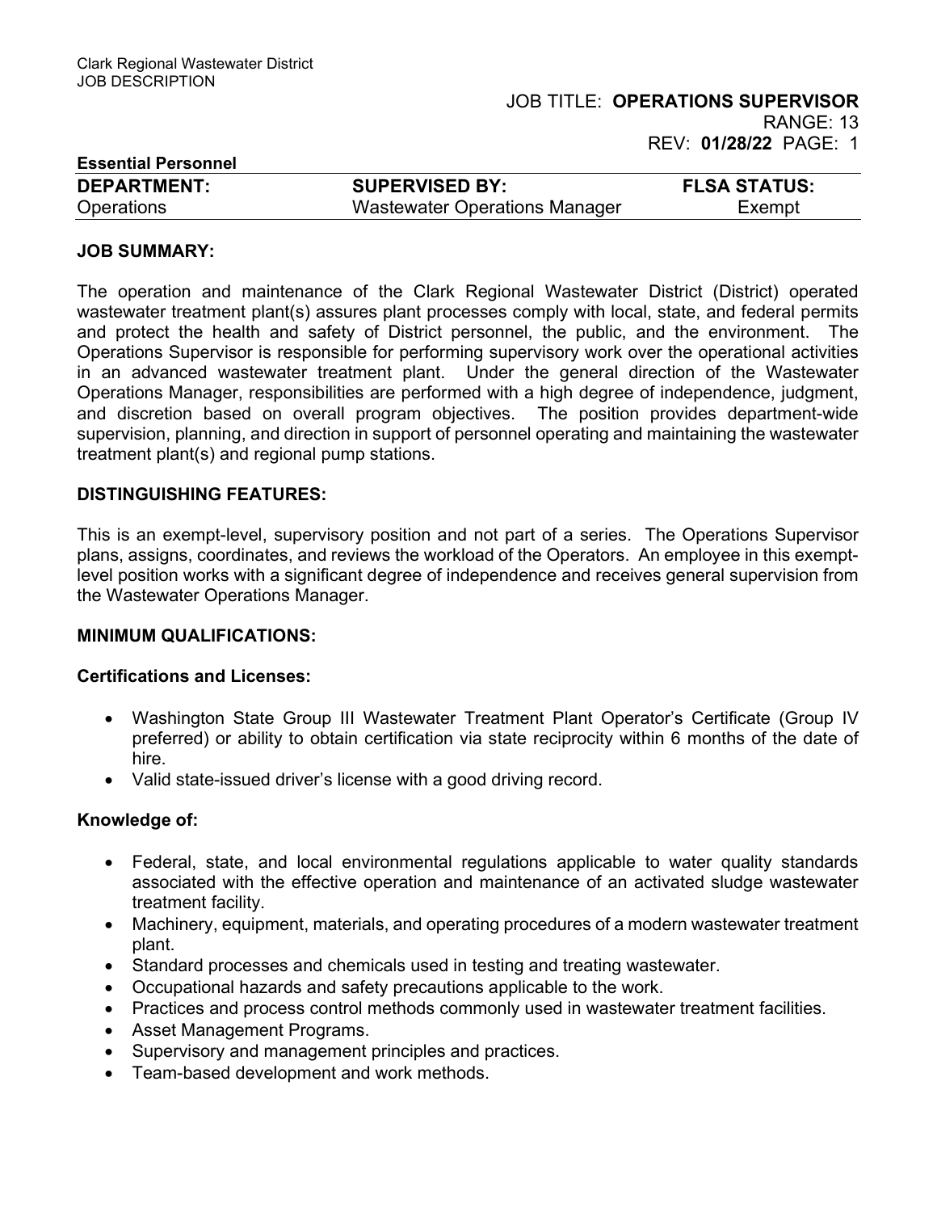Clark Regional Wastewater District
JOB DESCRIPTION

JOB TITLE: **OPERATIONS SUPERVISOR**
RANGE: 13
REV: **01/28/22**

**Essential Personnel**

| **DEPARTMENT:** | **SUPERVISED BY:** | **FLSA STATUS:** |
|---|---|---|
| Operations | Wastewater Operations Manager | Exempt |

## JOB SUMMARY:

The operation and maintenance of the Clark Regional Wastewater District (District) operated wastewater treatment plant(s) assures plant processes comply with local, state, and federal permits and protect the health and safety of District personnel, the public, and the environment. The Operations Supervisor is responsible for performing supervisory work over the operational activities in an advanced wastewater treatment plant. Under the general direction of the Wastewater Operations Manager, responsibilities are performed with a high degree of independence, judgment, and discretion based on overall program objectives. The position provides department-wide supervision, planning, and direction in support of personnel operating and maintaining the wastewater treatment plant(s) and regional pump stations.

## DISTINGUISHING FEATURES:

This is an exempt-level, supervisory position and not part of a series. The Operations Supervisor plans, assigns, coordinates, and reviews the workload of the Operators. An employee in this exempt-level position works with a significant degree of independence and receives general supervision from the Wastewater Operations Manager.

## MINIMUM QUALIFICATIONS:

### Certifications and Licenses:

- Washington State Group III Wastewater Treatment Plant Operator's Certificate (Group IV preferred) or ability to obtain certification via state reciprocity within 6 months of the date of hire.
- Valid state-issued driver's license with a good driving record.

### Knowledge of:

- Federal, state, and local environmental regulations applicable to water quality standards associated with the effective operation and maintenance of an activated sludge wastewater treatment facility.
- Machinery, equipment, materials, and operating procedures of a modern wastewater treatment plant.
- Standard processes and chemicals used in testing and treating wastewater.
- Occupational hazards and safety precautions applicable to the work.
- Practices and process control methods commonly used in wastewater treatment facilities.
- Asset Management Programs.
- Supervisory and management principles and practices.
- Team-based development and work methods.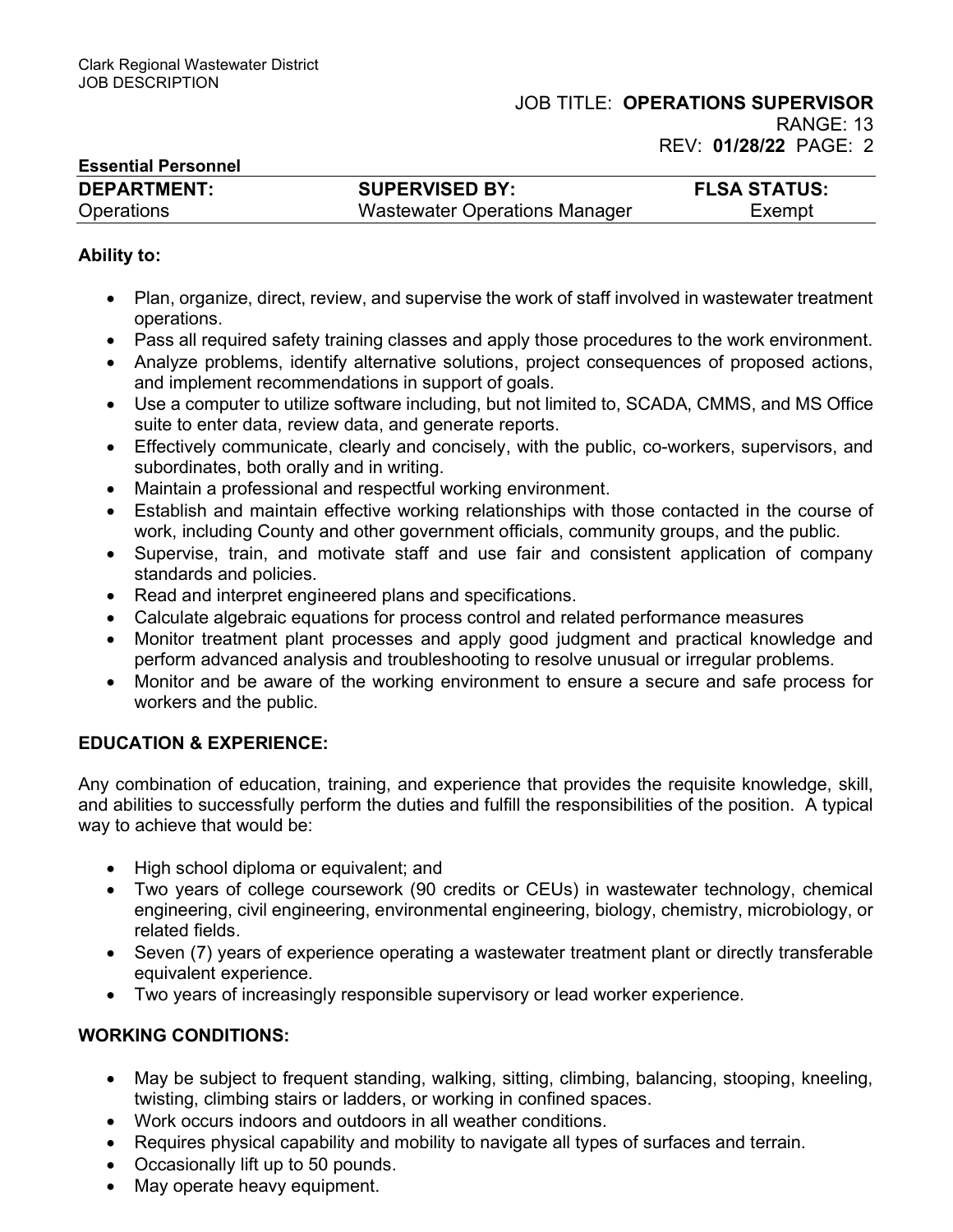**Essential Personnel**

| DEPARTMENT: | SUPERVISED BY: | FLSA STATUS: |
|---|---|---|
| Operations | Wastewater Operations Manager | Exempt |

**Ability to:**

- Plan, organize, direct, review, and supervise the work of staff involved in wastewater treatment operations.
- Pass all required safety training classes and apply those procedures to the work environment.
- Analyze problems, identify alternative solutions, project consequences of proposed actions, and implement recommendations in support of goals.
- Use a computer to utilize software including, but not limited to, SCADA, CMMS, and MS Office suite to enter data, review data, and generate reports.
- Effectively communicate, clearly and concisely, with the public, co-workers, supervisors, and subordinates, both orally and in writing.
- Maintain a professional and respectful working environment.
- Establish and maintain effective working relationships with those contacted in the course of work, including County and other government officials, community groups, and the public.
- Supervise, train, and motivate staff and use fair and consistent application of company standards and policies.
- Read and interpret engineered plans and specifications.
- Calculate algebraic equations for process control and related performance measures
- Monitor treatment plant processes and apply good judgment and practical knowledge and perform advanced analysis and troubleshooting to resolve unusual or irregular problems.
- Monitor and be aware of the working environment to ensure a secure and safe process for workers and the public.

## EDUCATION & EXPERIENCE:

Any combination of education, training, and experience that provides the requisite knowledge, skill, and abilities to successfully perform the duties and fulfill the responsibilities of the position. A typical way to achieve that would be:

- High school diploma or equivalent; and
- Two years of college coursework (90 credits or CEUs) in wastewater technology, chemical engineering, civil engineering, environmental engineering, biology, chemistry, microbiology, or related fields.
- Seven (7) years of experience operating a wastewater treatment plant or directly transferable equivalent experience.
- Two years of increasingly responsible supervisory or lead worker experience.

## WORKING CONDITIONS:

- May be subject to frequent standing, walking, sitting, climbing, balancing, stooping, kneeling, twisting, climbing stairs or ladders, or working in confined spaces.
- Work occurs indoors and outdoors in all weather conditions.
- Requires physical capability and mobility to navigate all types of surfaces and terrain.
- Occasionally lift up to 50 pounds.
- May operate heavy equipment.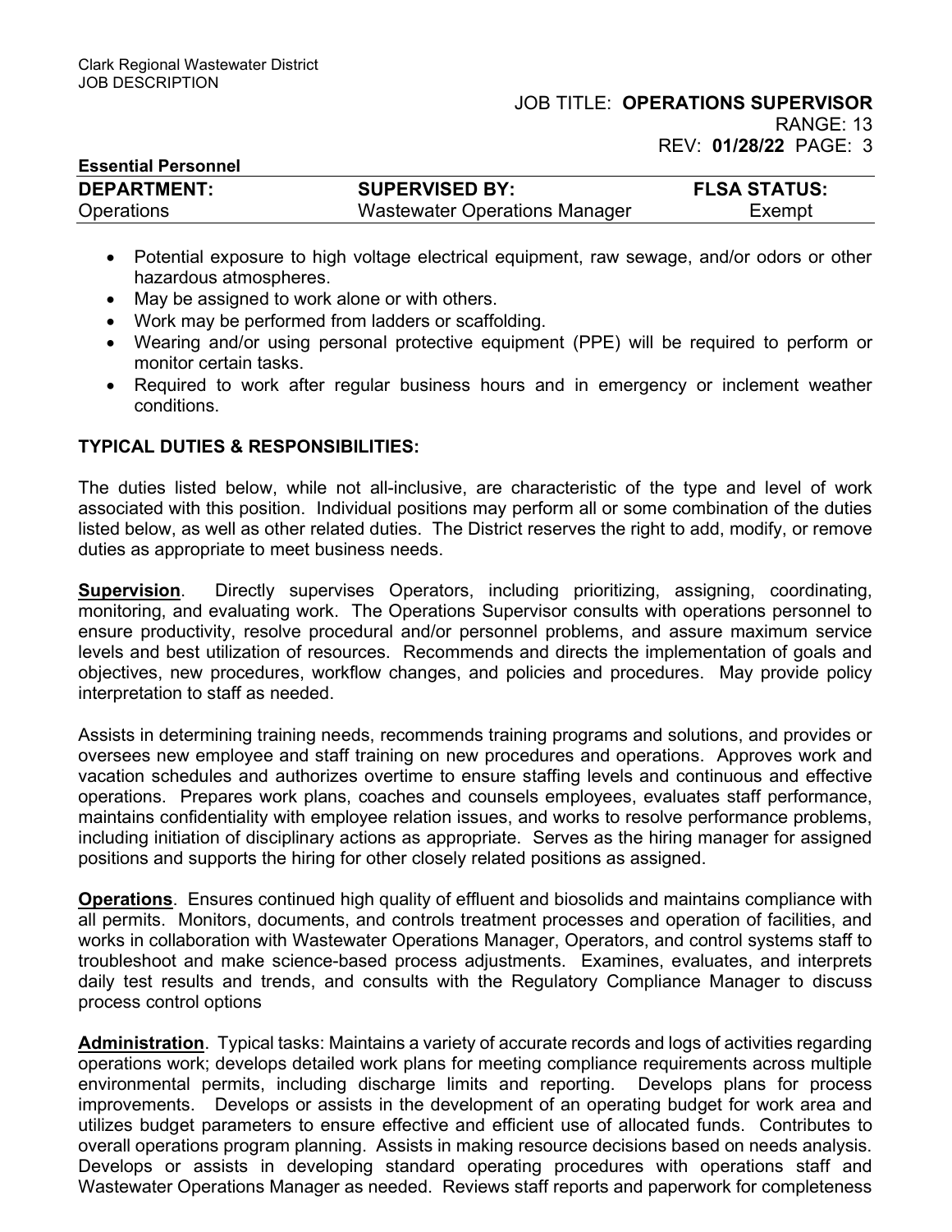- Potential exposure to high voltage electrical equipment, raw sewage, and/or odors or other hazardous atmospheres.
- May be assigned to work alone or with others.
- Work may be performed from ladders or scaffolding.
- Wearing and/or using personal protective equipment (PPE) will be required to perform or monitor certain tasks.
- Required to work after regular business hours and in emergency or inclement weather conditions.

## TYPICAL DUTIES & RESPONSIBILITIES:

The duties listed below, while not all-inclusive, are characteristic of the type and level of work associated with this position. Individual positions may perform all or some combination of the duties listed below, as well as other related duties. The District reserves the right to add, modify, or remove duties as appropriate to meet business needs.

**Supervision**. Directly supervises Operators, including prioritizing, assigning, coordinating, monitoring, and evaluating work. The Operations Supervisor consults with operations personnel to ensure productivity, resolve procedural and/or personnel problems, and assure maximum service levels and best utilization of resources. Recommends and directs the implementation of goals and objectives, new procedures, workflow changes, and policies and procedures. May provide policy interpretation to staff as needed.

Assists in determining training needs, recommends training programs and solutions, and provides or oversees new employee and staff training on new procedures and operations. Approves work and vacation schedules and authorizes overtime to ensure staffing levels and continuous and effective operations. Prepares work plans, coaches and counsels employees, evaluates staff performance, maintains confidentiality with employee relation issues, and works to resolve performance problems, including initiation of disciplinary actions as appropriate. Serves as the hiring manager for assigned positions and supports the hiring for other closely related positions as assigned.

**Operations**. Ensures continued high quality of effluent and biosolids and maintains compliance with all permits. Monitors, documents, and controls treatment processes and operation of facilities, and works in collaboration with Wastewater Operations Manager, Operators, and control systems staff to troubleshoot and make science-based process adjustments. Examines, evaluates, and interprets daily test results and trends, and consults with the Regulatory Compliance Manager to discuss process control options

**Administration**. Typical tasks: Maintains a variety of accurate records and logs of activities regarding operations work; develops detailed work plans for meeting compliance requirements across multiple environmental permits, including discharge limits and reporting. Develops plans for process improvements. Develops or assists in the development of an operating budget for work area and utilizes budget parameters to ensure effective and efficient use of allocated funds. Contributes to overall operations program planning. Assists in making resource decisions based on needs analysis. Develops or assists in developing standard operating procedures with operations staff and Wastewater Operations Manager as needed. Reviews staff reports and paperwork for completeness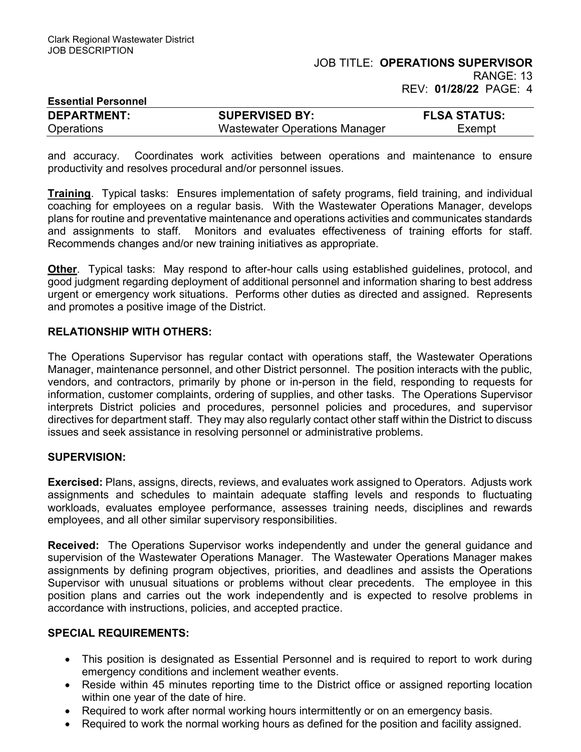and accuracy. Coordinates work activities between operations and maintenance to ensure productivity and resolves procedural and/or personnel issues.

**Training**. Typical tasks: Ensures implementation of safety programs, field training, and individual coaching for employees on a regular basis. With the Wastewater Operations Manager, develops plans for routine and preventative maintenance and operations activities and communicates standards and assignments to staff. Monitors and evaluates effectiveness of training efforts for staff. Recommends changes and/or new training initiatives as appropriate.

**Other**. Typical tasks: May respond to after-hour calls using established guidelines, protocol, and good judgment regarding deployment of additional personnel and information sharing to best address urgent or emergency work situations. Performs other duties as directed and assigned. Represents and promotes a positive image of the District.

## RELATIONSHIP WITH OTHERS:

The Operations Supervisor has regular contact with operations staff, the Wastewater Operations Manager, maintenance personnel, and other District personnel. The position interacts with the public, vendors, and contractors, primarily by phone or in-person in the field, responding to requests for information, customer complaints, ordering of supplies, and other tasks. The Operations Supervisor interprets District policies and procedures, personnel policies and procedures, and supervisor directives for department staff. They may also regularly contact other staff within the District to discuss issues and seek assistance in resolving personnel or administrative problems.

## SUPERVISION:

**Exercised:** Plans, assigns, directs, reviews, and evaluates work assigned to Operators. Adjusts work assignments and schedules to maintain adequate staffing levels and responds to fluctuating workloads, evaluates employee performance, assesses training needs, disciplines and rewards employees, and all other similar supervisory responsibilities.

**Received:** The Operations Supervisor works independently and under the general guidance and supervision of the Wastewater Operations Manager. The Wastewater Operations Manager makes assignments by defining program objectives, priorities, and deadlines and assists the Operations Supervisor with unusual situations or problems without clear precedents. The employee in this position plans and carries out the work independently and is expected to resolve problems in accordance with instructions, policies, and accepted practice.

## SPECIAL REQUIREMENTS:

- This position is designated as Essential Personnel and is required to report to work during emergency conditions and inclement weather events.
- Reside within 45 minutes reporting time to the District office or assigned reporting location within one year of the date of hire.
- Required to work after normal working hours intermittently or on an emergency basis.
- Required to work the normal working hours as defined for the position and facility assigned.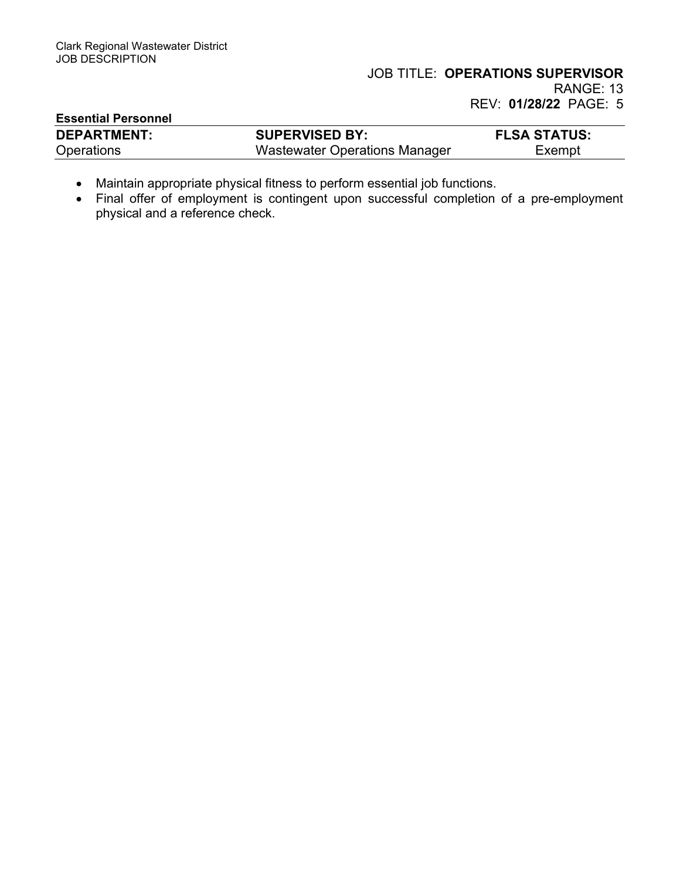- Maintain appropriate physical fitness to perform essential job functions.
- Final offer of employment is contingent upon successful completion of a pre-employment physical and a reference check.